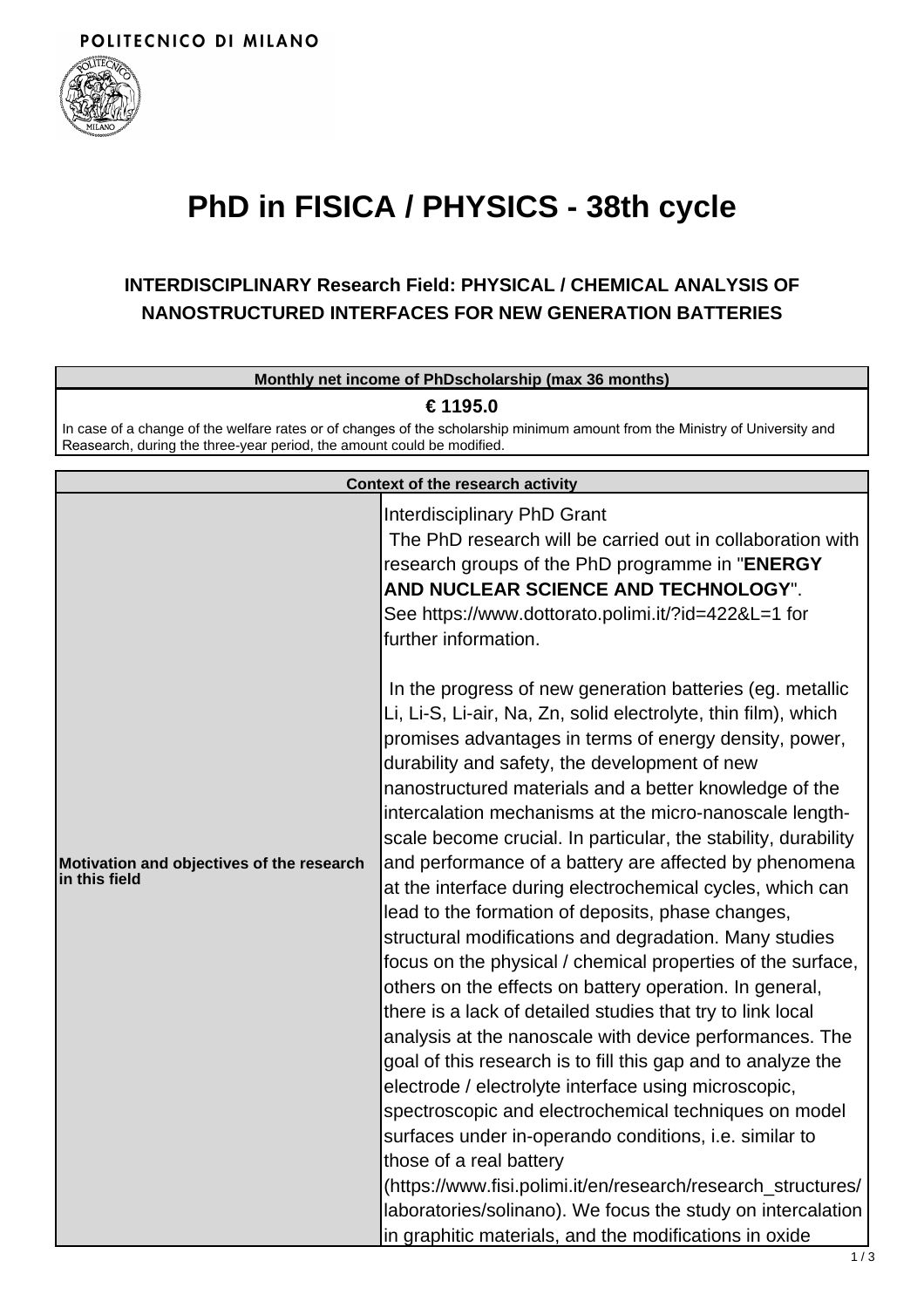POLITECNICO DI MILANO

# PhD in FISICA / PHYSICS - 38th cycle

## INTERDISCIPLINARY Research Field: PHYSICAL / CHEMICAL ANALYSIS OF NANOSTRUCTURED INTERFACES FOR NEW GENERATION BATTERIES

| Monthly net income of PhDscholarship (max 36 months) |
|---|
| **€ 1195.0** |
| In case of a change of the welfare rates or of changes of the scholarship minimum amount from the Ministry of University and Reasearch, during the three-year period, the amount could be modified. |

| Context of the research activity | |
|---|---|
| **Motivation and objectives of the research in this field** | Interdisciplinary PhD Grant<br>The PhD research will be carried out in collaboration with research groups of the PhD programme in "**ENERGY AND NUCLEAR SCIENCE AND TECHNOLOGY**". See https://www.dottorato.polimi.it/?id=422&L=1 for further information.<br><br>In the progress of new generation batteries (eg. metallic Li, Li-S, Li-air, Na, Zn, solid electrolyte, thin film), which promises advantages in terms of energy density, power, durability and safety, the development of new nanostructured materials and a better knowledge of the intercalation mechanisms at the micro-nanoscale length-scale become crucial. In particular, the stability, durability and performance of a battery are affected by phenomena at the interface during electrochemical cycles, which can lead to the formation of deposits, phase changes, structural modifications and degradation. Many studies focus on the physical / chemical properties of the surface, others on the effects on battery operation. In general, there is a lack of detailed studies that try to link local analysis at the nanoscale with device performances. The goal of this research is to fill this gap and to analyze the electrode / electrolyte interface using microscopic, spectroscopic and electrochemical techniques on model surfaces under in-operando conditions, i.e. similar to those of a real battery (https://www.fisi.polimi.it/en/research/research_structures/laboratories/solinano). We focus the study on intercalation in graphitic materials, and the modifications in oxide |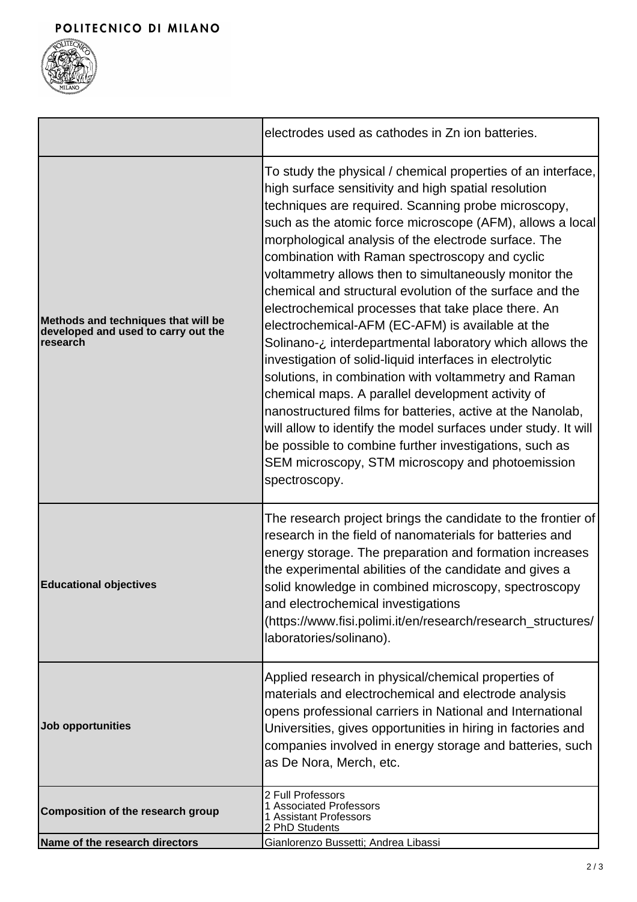| | |
|---|---|
| | electrodes used as cathodes in Zn ion batteries. |
| **Methods and techniques that will be developed and used to carry out the research** | To study the physical / chemical properties of an interface, high surface sensitivity and high spatial resolution techniques are required. Scanning probe microscopy, such as the atomic force microscope (AFM), allows a local morphological analysis of the electrode surface. The combination with Raman spectroscopy and cyclic voltammetry allows then to simultaneously monitor the chemical and structural evolution of the surface and the electrochemical processes that take place there. An electrochemical-AFM (EC-AFM) is available at the Solinano-¿ interdepartmental laboratory which allows the investigation of solid-liquid interfaces in electrolytic solutions, in combination with voltammetry and Raman chemical maps. A parallel development activity of nanostructured films for batteries, active at the Nanolab, will allow to identify the model surfaces under study. It will be possible to combine further investigations, such as SEM microscopy, STM microscopy and photoemission spectroscopy. |
| **Educational objectives** | The research project brings the candidate to the frontier of research in the field of nanomaterials for batteries and energy storage. The preparation and formation increases the experimental abilities of the candidate and gives a solid knowledge in combined microscopy, spectroscopy and electrochemical investigations (https://www.fisi.polimi.it/en/research/research_structures/laboratories/solinano). |
| **Job opportunities** | Applied research in physical/chemical properties of materials and electrochemical and electrode analysis opens professional carriers in National and International Universities, gives opportunities in hiring in factories and companies involved in energy storage and batteries, such as De Nora, Merch, etc. |
| **Composition of the research group** | 2 Full Professors<br>1 Associated Professors<br>1 Assistant Professors<br>2 PhD Students |
| **Name of the research directors** | Gianlorenzo Bussetti; Andrea Libassi |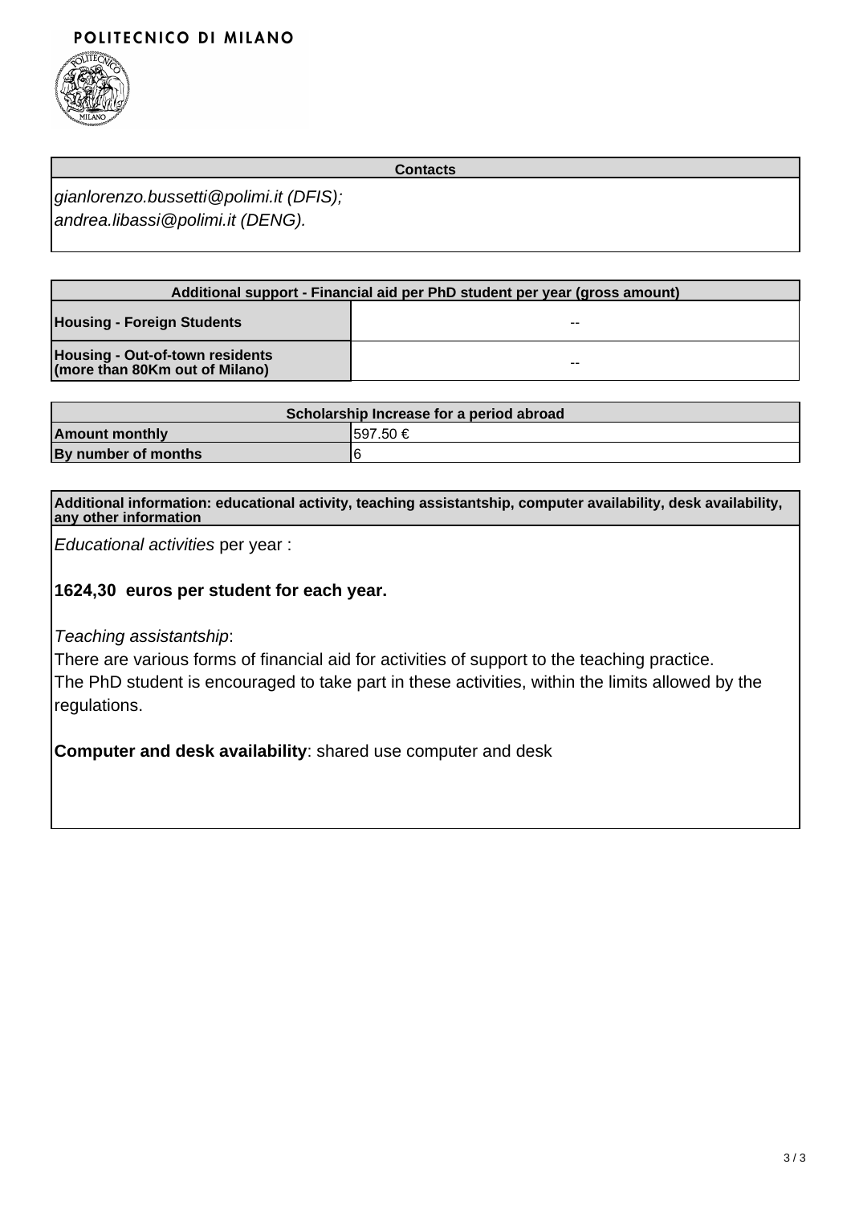POLITECNICO DI MILANO

| Contacts |
| --- |
| *gianlorenzo.bussetti@polimi.it (DFIS);* <br> *andrea.libassi@polimi.it (DENG).* |

| Additional support - Financial aid per PhD student per year (gross amount) | |
| --- | --- |
| **Housing - Foreign Students** | -- |
| **Housing - Out-of-town residents (more than 80Km out of Milano)** | -- |

| Scholarship Increase for a period abroad | |
| --- | --- |
| **Amount monthly** | 597.50 € |
| **By number of months** | 6 |

**Additional information: educational activity, teaching assistantship, computer availability, desk availability, any other information**

*Educational activities* per year :

**1624,30 euros per student for each year.**

*Teaching assistantship*:

There are various forms of financial aid for activities of support to the teaching practice.
The PhD student is encouraged to take part in these activities, within the limits allowed by the regulations.

**Computer and desk availability**: shared use computer and desk